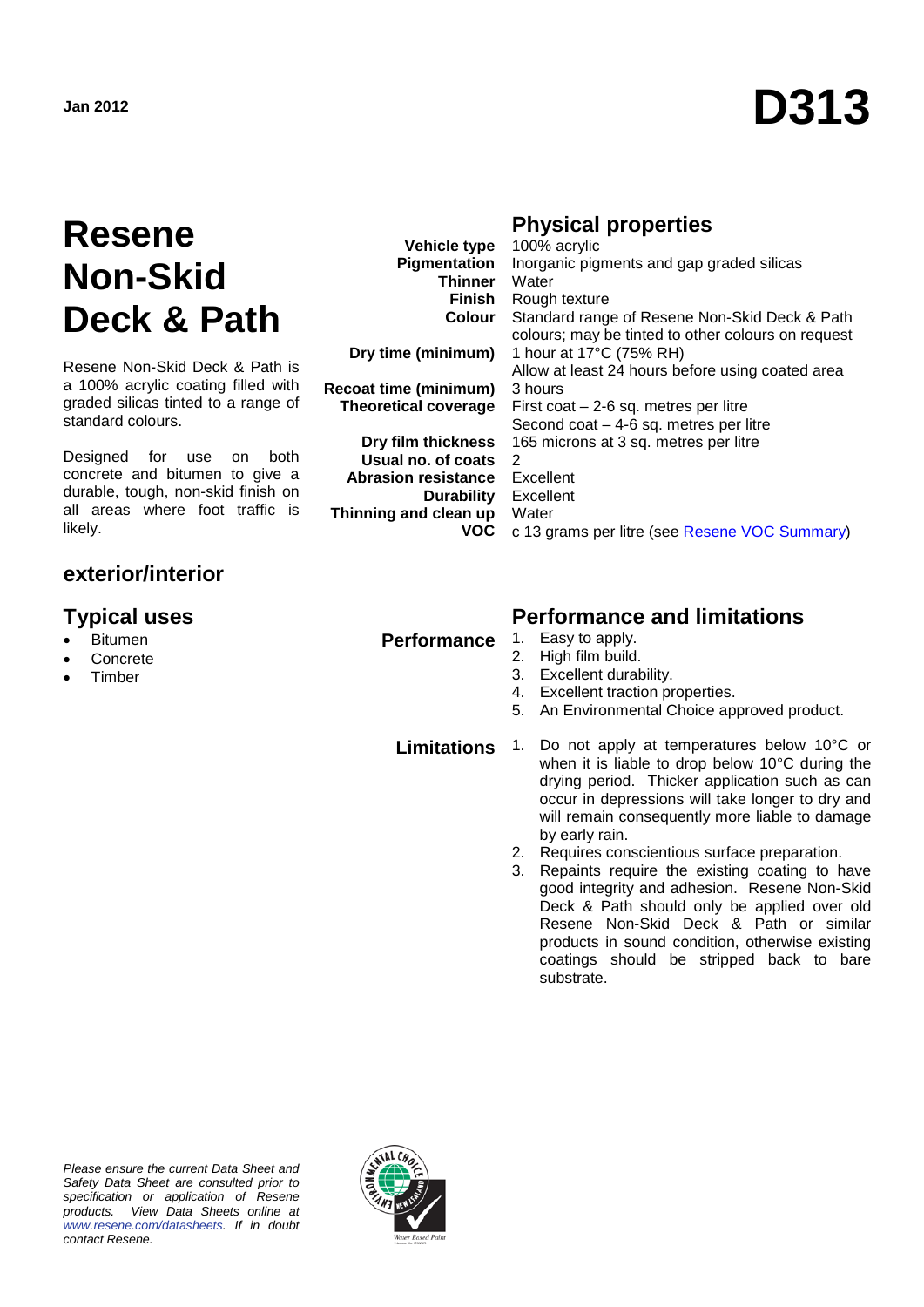Jan 2012

# D313

# Resene Non-Skid Deck & Path

Resene Non-Skid Deck & Path is a 100% acrylic coating filled with graded silicas tinted to a range of standard colours.

Designed for use on both concrete and bitumen to give a durable, tough, non-skid finish on all areas where foot traffic is likely.

## exterior/interior

## Typical uses

- Bitumen
- Concrete
- Timber

## Physical properties

| | |
|---|---|
| **Vehicle type** | 100% acrylic |
| **Pigmentation** | Inorganic pigments and gap graded silicas |
| **Thinner** | Water |
| **Finish** | Rough texture |
| **Colour** | Standard range of Resene Non-Skid Deck & Path colours; may be tinted to other colours on request |
| **Dry time (minimum)** | 1 hour at 17°C (75% RH)<br>Allow at least 24 hours before using coated area |
| **Recoat time (minimum)** | 3 hours |
| **Theoretical coverage** | First coat – 2-6 sq. metres per litre<br>Second coat – 4-6 sq. metres per litre |
| **Dry film thickness** | 165 microns at 3 sq. metres per litre |
| **Usual no. of coats** | 2 |
| **Abrasion resistance** | Excellent |
| **Durability** | Excellent |
| **Thinning and clean up** | Water |
| **VOC** | c 13 grams per litre (see Resene VOC Summary) |

## Performance and limitations

### Performance

1. Easy to apply.
2. High film build.
3. Excellent durability.
4. Excellent traction properties.
5. An Environmental Choice approved product.

### Limitations

1. Do not apply at temperatures below 10°C or when it is liable to drop below 10°C during the drying period. Thicker application such as can occur in depressions will take longer to dry and will remain consequently more liable to damage by early rain.
2. Requires conscientious surface preparation.
3. Repaints require the existing coating to have good integrity and adhesion. Resene Non-Skid Deck & Path should only be applied over old Resene Non-Skid Deck & Path or similar products in sound condition, otherwise existing coatings should be stripped back to bare substrate.

*Please ensure the current Data Sheet and Safety Data Sheet are consulted prior to specification or application of Resene products. View Data Sheets online at www.resene.com/datasheets. If in doubt contact Resene.*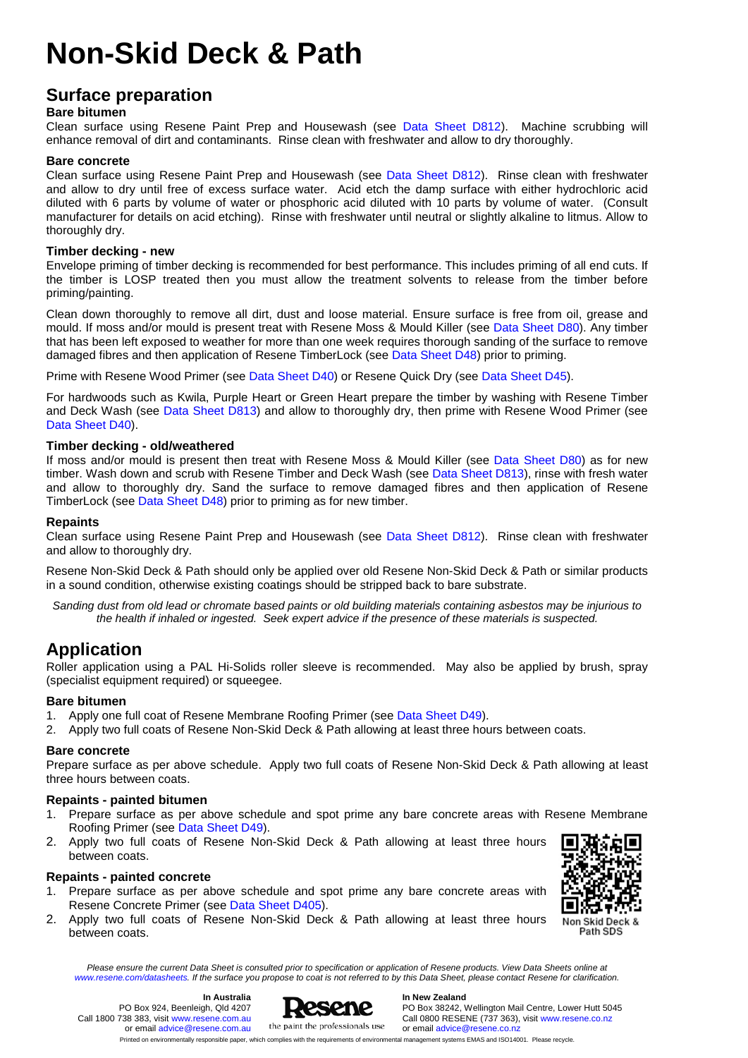# Non-Skid Deck & Path

## Surface preparation

### Bare bitumen

Clean surface using Resene Paint Prep and Housewash (see Data Sheet D812). Machine scrubbing will enhance removal of dirt and contaminants. Rinse clean with freshwater and allow to dry thoroughly.

### Bare concrete

Clean surface using Resene Paint Prep and Housewash (see Data Sheet D812). Rinse clean with freshwater and allow to dry until free of excess surface water. Acid etch the damp surface with either hydrochloric acid diluted with 6 parts by volume of water or phosphoric acid diluted with 10 parts by volume of water. (Consult manufacturer for details on acid etching). Rinse with freshwater until neutral or slightly alkaline to litmus. Allow to thoroughly dry.

### Timber decking - new

Envelope priming of timber decking is recommended for best performance. This includes priming of all end cuts. If the timber is LOSP treated then you must allow the treatment solvents to release from the timber before priming/painting.

Clean down thoroughly to remove all dirt, dust and loose material. Ensure surface is free from oil, grease and mould. If moss and/or mould is present treat with Resene Moss & Mould Killer (see Data Sheet D80). Any timber that has been left exposed to weather for more than one week requires thorough sanding of the surface to remove damaged fibres and then application of Resene TimberLock (see Data Sheet D48) prior to priming.

Prime with Resene Wood Primer (see Data Sheet D40) or Resene Quick Dry (see Data Sheet D45).

For hardwoods such as Kwila, Purple Heart or Green Heart prepare the timber by washing with Resene Timber and Deck Wash (see Data Sheet D813) and allow to thoroughly dry, then prime with Resene Wood Primer (see Data Sheet D40).

### Timber decking - old/weathered

If moss and/or mould is present then treat with Resene Moss & Mould Killer (see Data Sheet D80) as for new timber. Wash down and scrub with Resene Timber and Deck Wash (see Data Sheet D813), rinse with fresh water and allow to thoroughly dry. Sand the surface to remove damaged fibres and then application of Resene TimberLock (see Data Sheet D48) prior to priming as for new timber.

### Repaints

Clean surface using Resene Paint Prep and Housewash (see Data Sheet D812). Rinse clean with freshwater and allow to thoroughly dry.

Resene Non-Skid Deck & Path should only be applied over old Resene Non-Skid Deck & Path or similar products in a sound condition, otherwise existing coatings should be stripped back to bare substrate.

*Sanding dust from old lead or chromate based paints or old building materials containing asbestos may be injurious to the health if inhaled or ingested. Seek expert advice if the presence of these materials is suspected.*

## Application

Roller application using a PAL Hi-Solids roller sleeve is recommended. May also be applied by brush, spray (specialist equipment required) or squeegee.

### Bare bitumen

1. Apply one full coat of Resene Membrane Roofing Primer (see Data Sheet D49).
2. Apply two full coats of Resene Non-Skid Deck & Path allowing at least three hours between coats.

### Bare concrete

Prepare surface as per above schedule. Apply two full coats of Resene Non-Skid Deck & Path allowing at least three hours between coats.

### Repaints - painted bitumen

1. Prepare surface as per above schedule and spot prime any bare concrete areas with Resene Membrane Roofing Primer (see Data Sheet D49).
2. Apply two full coats of Resene Non-Skid Deck & Path allowing at least three hours between coats.

### Repaints - painted concrete

1. Prepare surface as per above schedule and spot prime any bare concrete areas with Resene Concrete Primer (see Data Sheet D405).
2. Apply two full coats of Resene Non-Skid Deck & Path allowing at least three hours between coats.

Non Skid Deck & Path SDS

*Please ensure the current Data Sheet is consulted prior to specification or application of Resene products. View Data Sheets online at www.resene.com/datasheets. If the surface you propose to coat is not referred to by this Data Sheet, please contact Resene for clarification.*

**In Australia**
PO Box 924, Beenleigh, Qld 4207
Call 1800 738 383, visit www.resene.com.au
or email advice@resene.com.au

Resene
the paint the professionals use

**In New Zealand**
PO Box 38242, Wellington Mail Centre, Lower Hutt 5045
Call 0800 RESENE (737 363), visit www.resene.co.nz
or email advice@resene.co.nz

Printed on environmentally responsible paper, which complies with the requirements of environmental management systems EMAS and ISO14001. Please recycle.